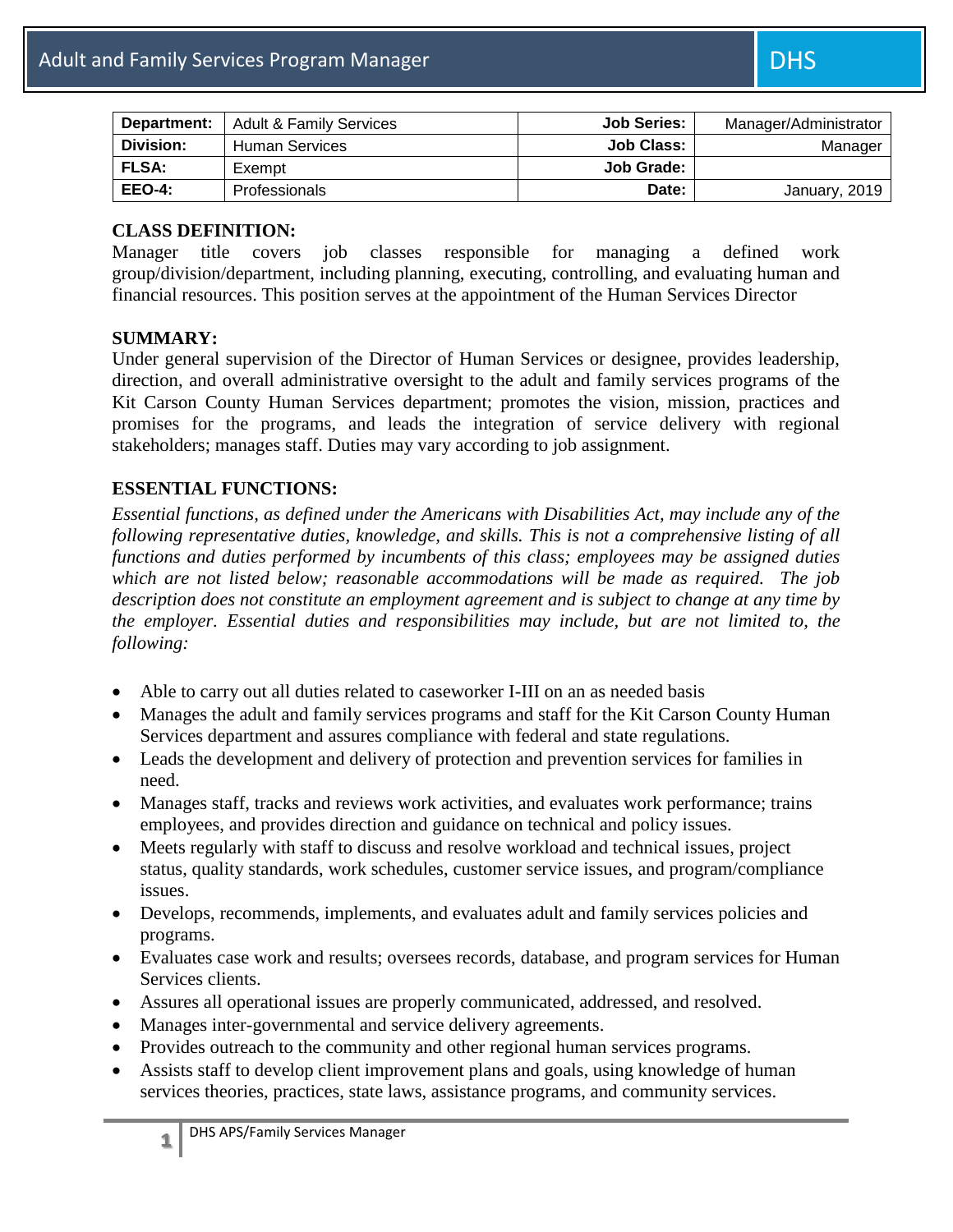# Adult and Family Services Program Manager

DHS

| Department: | Adult & Family Services | Job Series: | Manager/Administrator |
|---|---|---|---|
| Division: | Human Services | Job Class: | Manager |
| FLSA: | Exempt | Job Grade: | |
| EEO-4: | Professionals | Date: | January, 2019 |

## CLASS DEFINITION:

Manager title covers job classes responsible for managing a defined work group/division/department, including planning, executing, controlling, and evaluating human and financial resources. This position serves at the appointment of the Human Services Director

## SUMMARY:

Under general supervision of the Director of Human Services or designee, provides leadership, direction, and overall administrative oversight to the adult and family services programs of the Kit Carson County Human Services department; promotes the vision, mission, practices and promises for the programs, and leads the integration of service delivery with regional stakeholders; manages staff. Duties may vary according to job assignment.

## ESSENTIAL FUNCTIONS:

*Essential functions, as defined under the Americans with Disabilities Act, may include any of the following representative duties, knowledge, and skills. This is not a comprehensive listing of all functions and duties performed by incumbents of this class; employees may be assigned duties which are not listed below; reasonable accommodations will be made as required. The job description does not constitute an employment agreement and is subject to change at any time by the employer. Essential duties and responsibilities may include, but are not limited to, the following:*

- Able to carry out all duties related to caseworker I-III on an as needed basis
- Manages the adult and family services programs and staff for the Kit Carson County Human Services department and assures compliance with federal and state regulations.
- Leads the development and delivery of protection and prevention services for families in need.
- Manages staff, tracks and reviews work activities, and evaluates work performance; trains employees, and provides direction and guidance on technical and policy issues.
- Meets regularly with staff to discuss and resolve workload and technical issues, project status, quality standards, work schedules, customer service issues, and program/compliance issues.
- Develops, recommends, implements, and evaluates adult and family services policies and programs.
- Evaluates case work and results; oversees records, database, and program services for Human Services clients.
- Assures all operational issues are properly communicated, addressed, and resolved.
- Manages inter-governmental and service delivery agreements.
- Provides outreach to the community and other regional human services programs.
- Assists staff to develop client improvement plans and goals, using knowledge of human services theories, practices, state laws, assistance programs, and community services.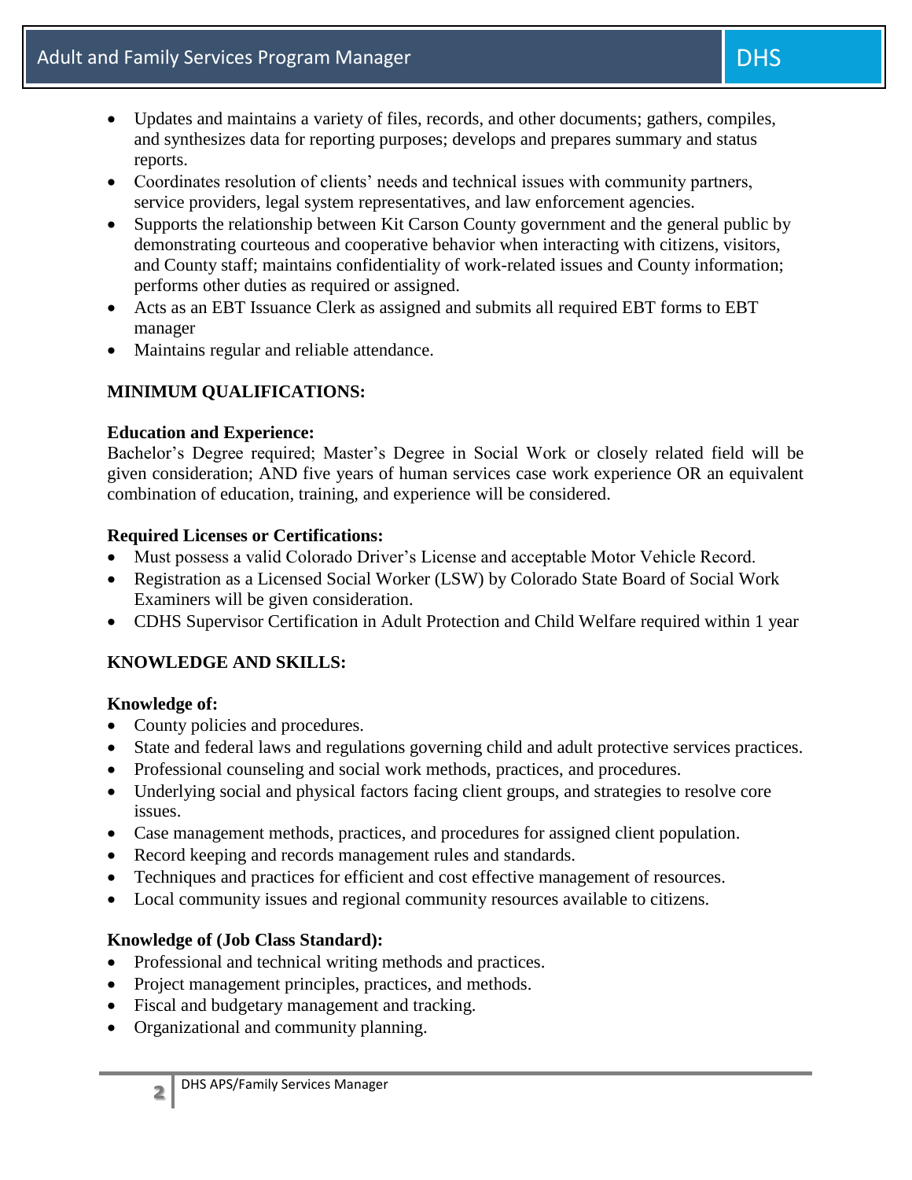- Updates and maintains a variety of files, records, and other documents; gathers, compiles, and synthesizes data for reporting purposes; develops and prepares summary and status reports.
- Coordinates resolution of clients' needs and technical issues with community partners, service providers, legal system representatives, and law enforcement agencies.
- Supports the relationship between Kit Carson County government and the general public by demonstrating courteous and cooperative behavior when interacting with citizens, visitors, and County staff; maintains confidentiality of work-related issues and County information; performs other duties as required or assigned.
- Acts as an EBT Issuance Clerk as assigned and submits all required EBT forms to EBT manager
- Maintains regular and reliable attendance.

## MINIMUM QUALIFICATIONS:

**Education and Experience:**
Bachelor's Degree required; Master's Degree in Social Work or closely related field will be given consideration; AND five years of human services case work experience OR an equivalent combination of education, training, and experience will be considered.

**Required Licenses or Certifications:**

- Must possess a valid Colorado Driver's License and acceptable Motor Vehicle Record.
- Registration as a Licensed Social Worker (LSW) by Colorado State Board of Social Work Examiners will be given consideration.
- CDHS Supervisor Certification in Adult Protection and Child Welfare required within 1 year

## KNOWLEDGE AND SKILLS:

**Knowledge of:**

- County policies and procedures.
- State and federal laws and regulations governing child and adult protective services practices.
- Professional counseling and social work methods, practices, and procedures.
- Underlying social and physical factors facing client groups, and strategies to resolve core issues.
- Case management methods, practices, and procedures for assigned client population.
- Record keeping and records management rules and standards.
- Techniques and practices for efficient and cost effective management of resources.
- Local community issues and regional community resources available to citizens.

**Knowledge of (Job Class Standard):**

- Professional and technical writing methods and practices.
- Project management principles, practices, and methods.
- Fiscal and budgetary management and tracking.
- Organizational and community planning.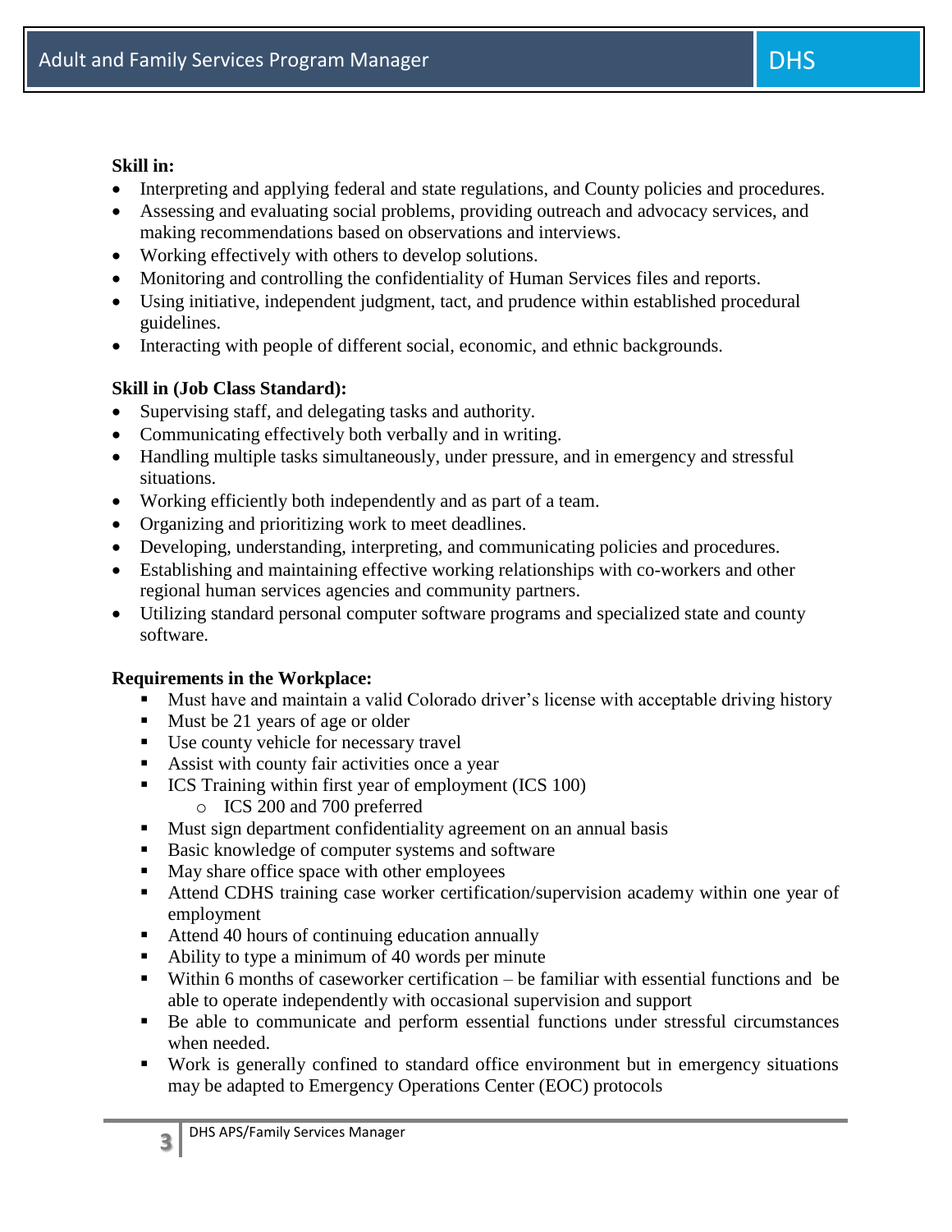**Skill in:**

- Interpreting and applying federal and state regulations, and County policies and procedures.
- Assessing and evaluating social problems, providing outreach and advocacy services, and making recommendations based on observations and interviews.
- Working effectively with others to develop solutions.
- Monitoring and controlling the confidentiality of Human Services files and reports.
- Using initiative, independent judgment, tact, and prudence within established procedural guidelines.
- Interacting with people of different social, economic, and ethnic backgrounds.

**Skill in (Job Class Standard):**

- Supervising staff, and delegating tasks and authority.
- Communicating effectively both verbally and in writing.
- Handling multiple tasks simultaneously, under pressure, and in emergency and stressful situations.
- Working efficiently both independently and as part of a team.
- Organizing and prioritizing work to meet deadlines.
- Developing, understanding, interpreting, and communicating policies and procedures.
- Establishing and maintaining effective working relationships with co-workers and other regional human services agencies and community partners.
- Utilizing standard personal computer software programs and specialized state and county software.

**Requirements in the Workplace:**

- Must have and maintain a valid Colorado driver's license with acceptable driving history
- Must be 21 years of age or older
- Use county vehicle for necessary travel
- Assist with county fair activities once a year
- ICS Training within first year of employment (ICS 100)
  - ICS 200 and 700 preferred
- Must sign department confidentiality agreement on an annual basis
- Basic knowledge of computer systems and software
- May share office space with other employees
- Attend CDHS training case worker certification/supervision academy within one year of employment
- Attend 40 hours of continuing education annually
- Ability to type a minimum of 40 words per minute
- Within 6 months of caseworker certification – be familiar with essential functions and be able to operate independently with occasional supervision and support
- Be able to communicate and perform essential functions under stressful circumstances when needed.
- Work is generally confined to standard office environment but in emergency situations may be adapted to Emergency Operations Center (EOC) protocols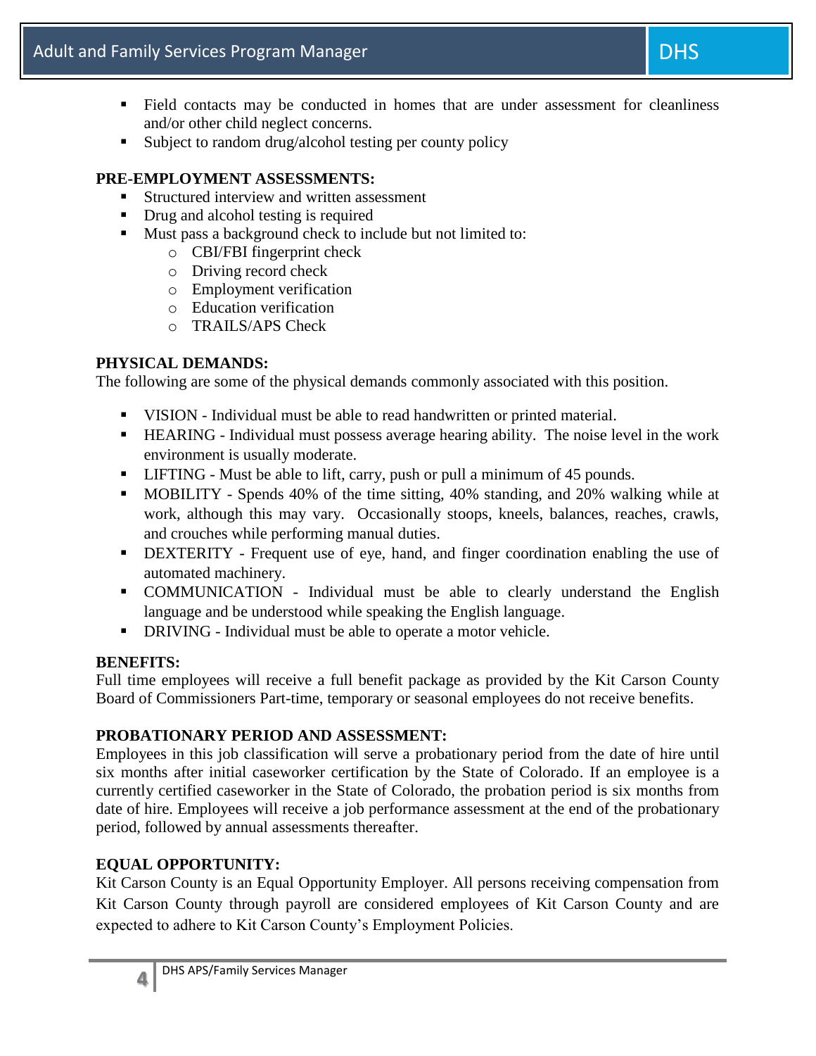- Field contacts may be conducted in homes that are under assessment for cleanliness and/or other child neglect concerns.
- Subject to random drug/alcohol testing per county policy

**PRE-EMPLOYMENT ASSESSMENTS:**

- Structured interview and written assessment
- Drug and alcohol testing is required
- Must pass a background check to include but not limited to:
  - CBI/FBI fingerprint check
  - Driving record check
  - Employment verification
  - Education verification
  - TRAILS/APS Check

**PHYSICAL DEMANDS:**

The following are some of the physical demands commonly associated with this position.

- VISION - Individual must be able to read handwritten or printed material.
- HEARING - Individual must possess average hearing ability. The noise level in the work environment is usually moderate.
- LIFTING - Must be able to lift, carry, push or pull a minimum of 45 pounds.
- MOBILITY - Spends 40% of the time sitting, 40% standing, and 20% walking while at work, although this may vary. Occasionally stoops, kneels, balances, reaches, crawls, and crouches while performing manual duties.
- DEXTERITY - Frequent use of eye, hand, and finger coordination enabling the use of automated machinery.
- COMMUNICATION - Individual must be able to clearly understand the English language and be understood while speaking the English language.
- DRIVING - Individual must be able to operate a motor vehicle.

**BENEFITS:**

Full time employees will receive a full benefit package as provided by the Kit Carson County Board of Commissioners Part-time, temporary or seasonal employees do not receive benefits.

**PROBATIONARY PERIOD AND ASSESSMENT:**

Employees in this job classification will serve a probationary period from the date of hire until six months after initial caseworker certification by the State of Colorado. If an employee is a currently certified caseworker in the State of Colorado, the probation period is six months from date of hire. Employees will receive a job performance assessment at the end of the probationary period, followed by annual assessments thereafter.

**EQUAL OPPORTUNITY:**

Kit Carson County is an Equal Opportunity Employer. All persons receiving compensation from Kit Carson County through payroll are considered employees of Kit Carson County and are expected to adhere to Kit Carson County's Employment Policies.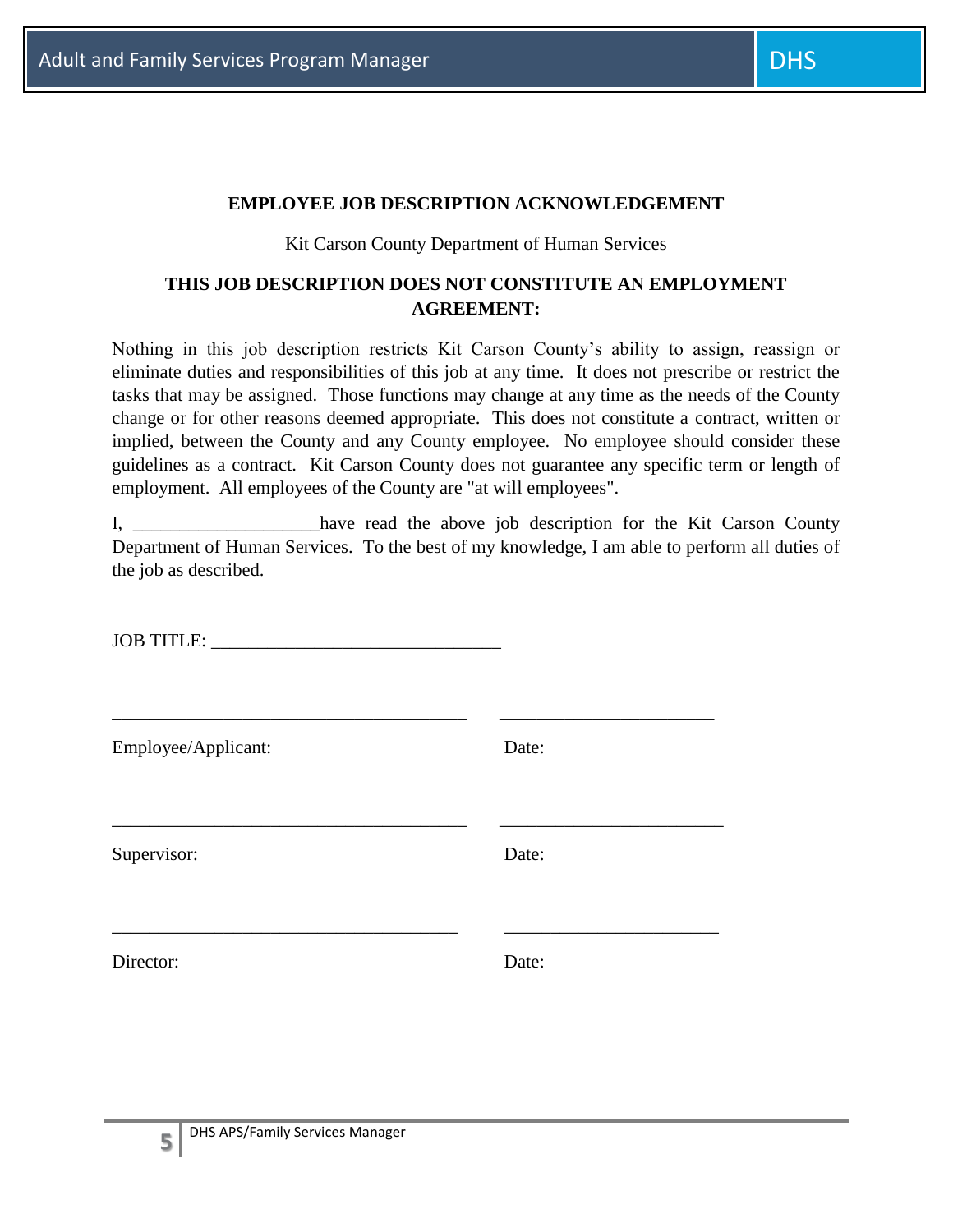**EMPLOYEE JOB DESCRIPTION ACKNOWLEDGEMENT**

Kit Carson County Department of Human Services

**THIS JOB DESCRIPTION DOES NOT CONSTITUTE AN EMPLOYMENT AGREEMENT:**

Nothing in this job description restricts Kit Carson County's ability to assign, reassign or eliminate duties and responsibilities of this job at any time. It does not prescribe or restrict the tasks that may be assigned. Those functions may change at any time as the needs of the County change or for other reasons deemed appropriate. This does not constitute a contract, written or implied, between the County and any County employee. No employee should consider these guidelines as a contract. Kit Carson County does not guarantee any specific term or length of employment. All employees of the County are "at will employees".

I, ____________________have read the above job description for the Kit Carson County Department of Human Services. To the best of my knowledge, I am able to perform all duties of the job as described.

JOB TITLE: _______________________________

_______________________________________ &nbsp;&nbsp;&nbsp; _______________________

Employee/Applicant: &nbsp;&nbsp;&nbsp; Date:

_______________________________________ &nbsp;&nbsp;&nbsp; _______________________

Supervisor: &nbsp;&nbsp;&nbsp; Date:

_______________________________________ &nbsp;&nbsp;&nbsp; _______________________

Director: &nbsp;&nbsp;&nbsp; Date: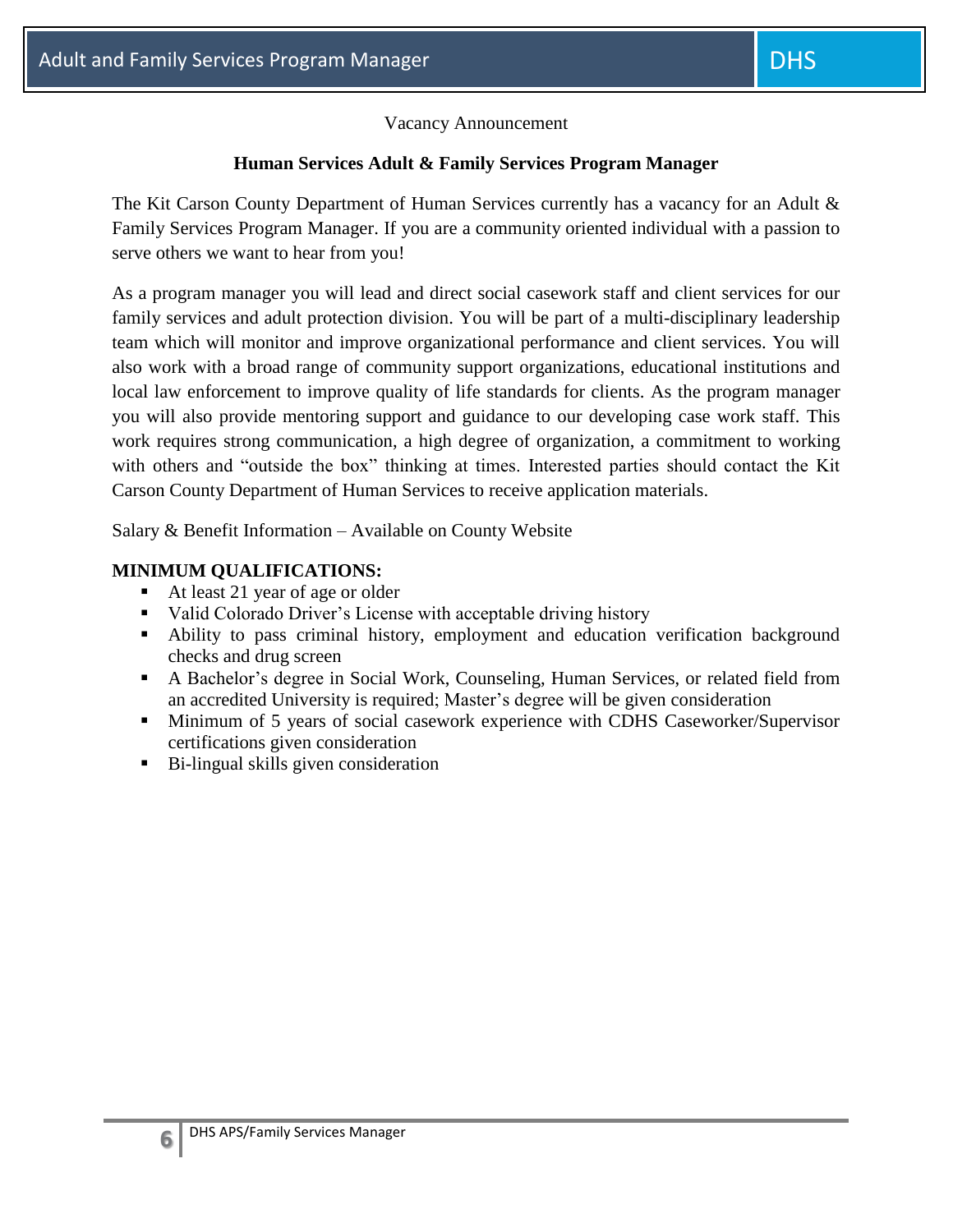Vacancy Announcement

**Human Services Adult & Family Services Program Manager**

The Kit Carson County Department of Human Services currently has a vacancy for an Adult & Family Services Program Manager. If you are a community oriented individual with a passion to serve others we want to hear from you!

As a program manager you will lead and direct social casework staff and client services for our family services and adult protection division. You will be part of a multi-disciplinary leadership team which will monitor and improve organizational performance and client services. You will also work with a broad range of community support organizations, educational institutions and local law enforcement to improve quality of life standards for clients. As the program manager you will also provide mentoring support and guidance to our developing case work staff. This work requires strong communication, a high degree of organization, a commitment to working with others and "outside the box" thinking at times. Interested parties should contact the Kit Carson County Department of Human Services to receive application materials.

Salary & Benefit Information – Available on County Website

**MINIMUM QUALIFICATIONS:**

- At least 21 year of age or older
- Valid Colorado Driver's License with acceptable driving history
- Ability to pass criminal history, employment and education verification background checks and drug screen
- A Bachelor's degree in Social Work, Counseling, Human Services, or related field from an accredited University is required; Master's degree will be given consideration
- Minimum of 5 years of social casework experience with CDHS Caseworker/Supervisor certifications given consideration
- Bi-lingual skills given consideration